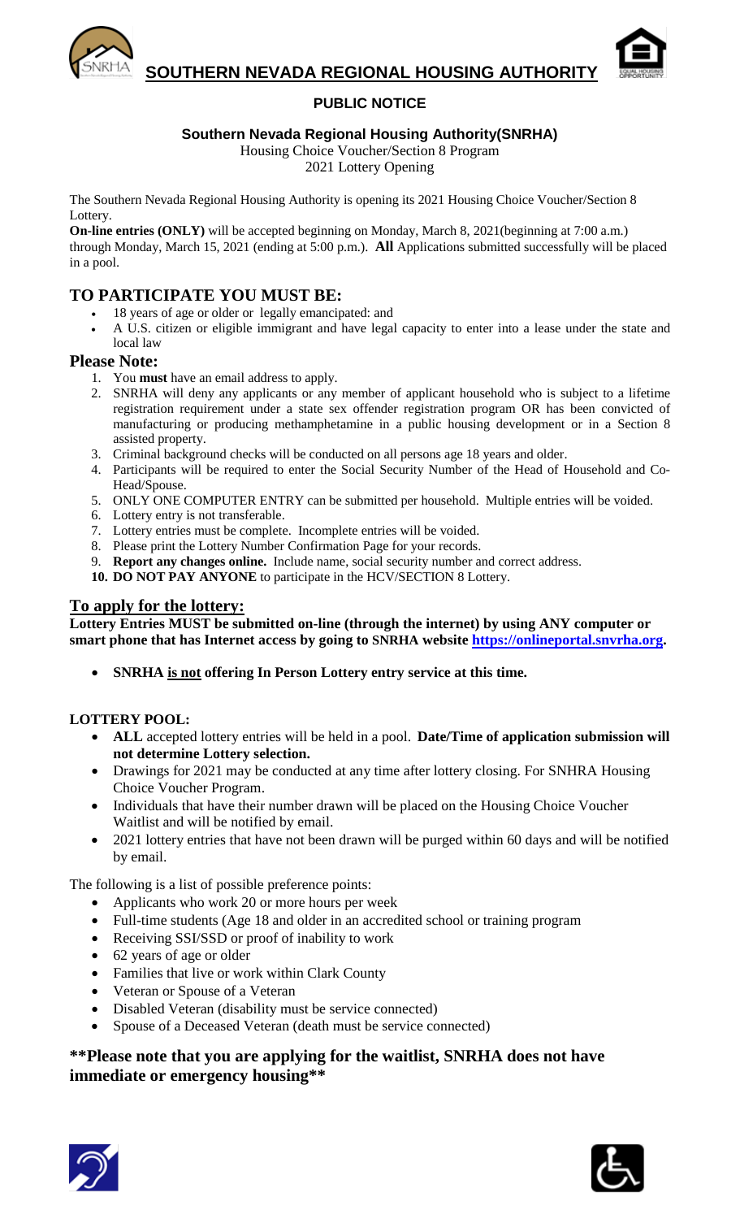# SOUTHERN NEVADA REGIONAL HOUSING AUTHORITY

## PUBLIC NOTICE

**Southern Nevada Regional Housing Authority(SNRHA)**

Housing Choice Voucher/Section 8 Program

2021 Lottery Opening

The Southern Nevada Regional Housing Authority is opening its 2021 Housing Choice Voucher/Section 8 Lottery.

**On-line entries (ONLY)** will be accepted beginning on Monday, March 8, 2021(beginning at 7:00 a.m.) through Monday, March 15, 2021 (ending at 5:00 p.m.). **All** Applications submitted successfully will be placed in a pool.

## TO PARTICIPATE YOU MUST BE:

- 18 years of age or older or legally emancipated: and
- A U.S. citizen or eligible immigrant and have legal capacity to enter into a lease under the state and local law

### Please Note:

1. You **must** have an email address to apply.
2. SNRHA will deny any applicants or any member of applicant household who is subject to a lifetime registration requirement under a state sex offender registration program OR has been convicted of manufacturing or producing methamphetamine in a public housing development or in a Section 8 assisted property.
3. Criminal background checks will be conducted on all persons age 18 years and older.
4. Participants will be required to enter the Social Security Number of the Head of Household and Co-Head/Spouse.
5. ONLY ONE COMPUTER ENTRY can be submitted per household. Multiple entries will be voided.
6. Lottery entry is not transferable.
7. Lottery entries must be complete. Incomplete entries will be voided.
8. Please print the Lottery Number Confirmation Page for your records.
9. **Report any changes online.** Include name, social security number and correct address.
10. **DO NOT PAY ANYONE** to participate in the HCV/SECTION 8 Lottery.

### To apply for the lottery:

**Lottery Entries MUST be submitted on-line (through the internet) by using ANY computer or smart phone that has Internet access by going to SNRHA website https://onlineportal.snvrha.org.**

- **SNRHA is not offering In Person Lottery entry service at this time.**

**LOTTERY POOL:**

- **ALL** accepted lottery entries will be held in a pool. **Date/Time of application submission will not determine Lottery selection.**
- Drawings for 2021 may be conducted at any time after lottery closing. For SNHRA Housing Choice Voucher Program.
- Individuals that have their number drawn will be placed on the Housing Choice Voucher Waitlist and will be notified by email.
- 2021 lottery entries that have not been drawn will be purged within 60 days and will be notified by email.

The following is a list of possible preference points:

- Applicants who work 20 or more hours per week
- Full-time students (Age 18 and older in an accredited school or training program
- Receiving SSI/SSD or proof of inability to work
- 62 years of age or older
- Families that live or work within Clark County
- Veteran or Spouse of a Veteran
- Disabled Veteran (disability must be service connected)
- Spouse of a Deceased Veteran (death must be service connected)

### **Please note that you are applying for the waitlist, SNRHA does not have immediate or emergency housing**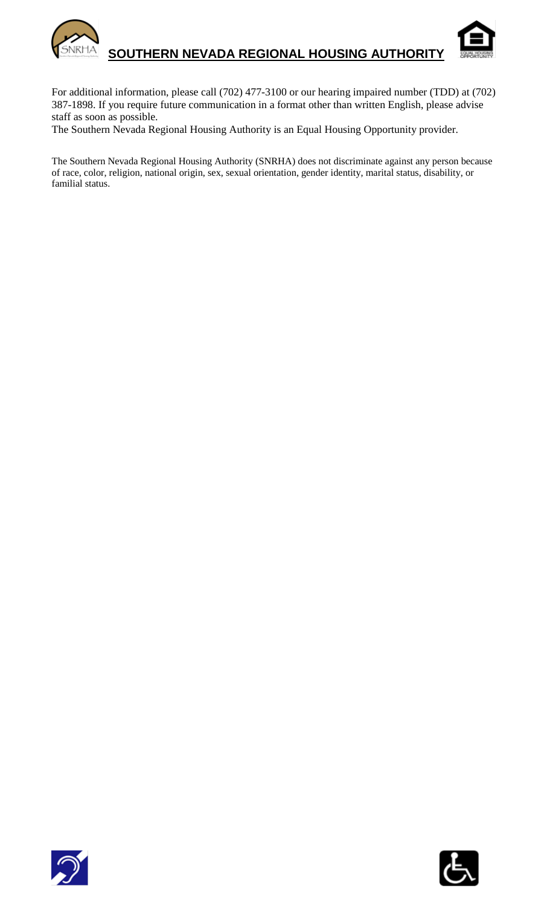For additional information, please call (702) 477-3100 or our hearing impaired number (TDD) at (702) 387-1898. If you require future communication in a format other than written English, please advise staff as soon as possible.

The Southern Nevada Regional Housing Authority is an Equal Housing Opportunity provider.

The Southern Nevada Regional Housing Authority (SNRHA) does not discriminate against any person because of race, color, religion, national origin, sex, sexual orientation, gender identity, marital status, disability, or familial status.